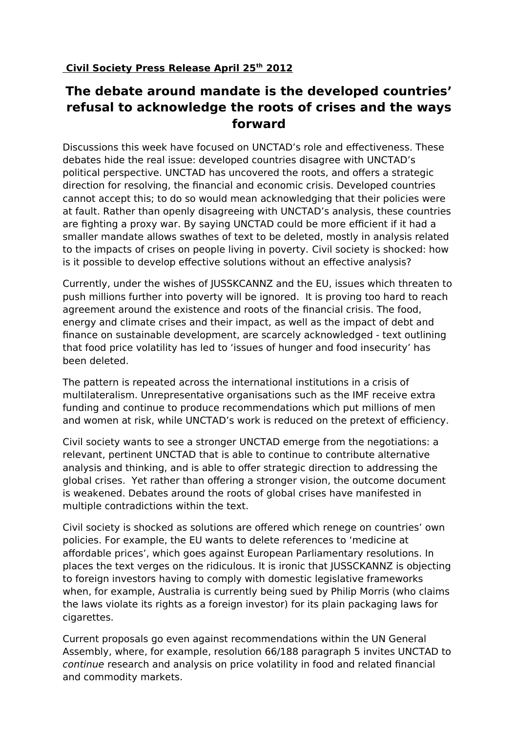**Civil Society Press Release April 25th 2012**

# The debate around mandate is the developed countries' refusal to acknowledge the roots of crises and the ways forward

Discussions this week have focused on UNCTAD's role and effectiveness. These debates hide the real issue: developed countries disagree with UNCTAD's political perspective. UNCTAD has uncovered the roots, and offers a strategic direction for resolving, the financial and economic crisis. Developed countries cannot accept this; to do so would mean acknowledging that their policies were at fault. Rather than openly disagreeing with UNCTAD's analysis, these countries are fighting a proxy war. By saying UNCTAD could be more efficient if it had a smaller mandate allows swathes of text to be deleted, mostly in analysis related to the impacts of crises on people living in poverty. Civil society is shocked: how is it possible to develop effective solutions without an effective analysis?

Currently, under the wishes of JUSSKCANNZ and the EU, issues which threaten to push millions further into poverty will be ignored. It is proving too hard to reach agreement around the existence and roots of the financial crisis. The food, energy and climate crises and their impact, as well as the impact of debt and finance on sustainable development, are scarcely acknowledged - text outlining that food price volatility has led to 'issues of hunger and food insecurity' has been deleted.

The pattern is repeated across the international institutions in a crisis of multilateralism. Unrepresentative organisations such as the IMF receive extra funding and continue to produce recommendations which put millions of men and women at risk, while UNCTAD's work is reduced on the pretext of efficiency.

Civil society wants to see a stronger UNCTAD emerge from the negotiations: a relevant, pertinent UNCTAD that is able to continue to contribute alternative analysis and thinking, and is able to offer strategic direction to addressing the global crises. Yet rather than offering a stronger vision, the outcome document is weakened. Debates around the roots of global crises have manifested in multiple contradictions within the text.

Civil society is shocked as solutions are offered which renege on countries' own policies. For example, the EU wants to delete references to 'medicine at affordable prices', which goes against European Parliamentary resolutions. In places the text verges on the ridiculous. It is ironic that JUSSCKANNZ is objecting to foreign investors having to comply with domestic legislative frameworks when, for example, Australia is currently being sued by Philip Morris (who claims the laws violate its rights as a foreign investor) for its plain packaging laws for cigarettes.

Current proposals go even against recommendations within the UN General Assembly, where, for example, resolution 66/188 paragraph 5 invites UNCTAD to *continue* research and analysis on price volatility in food and related financial and commodity markets.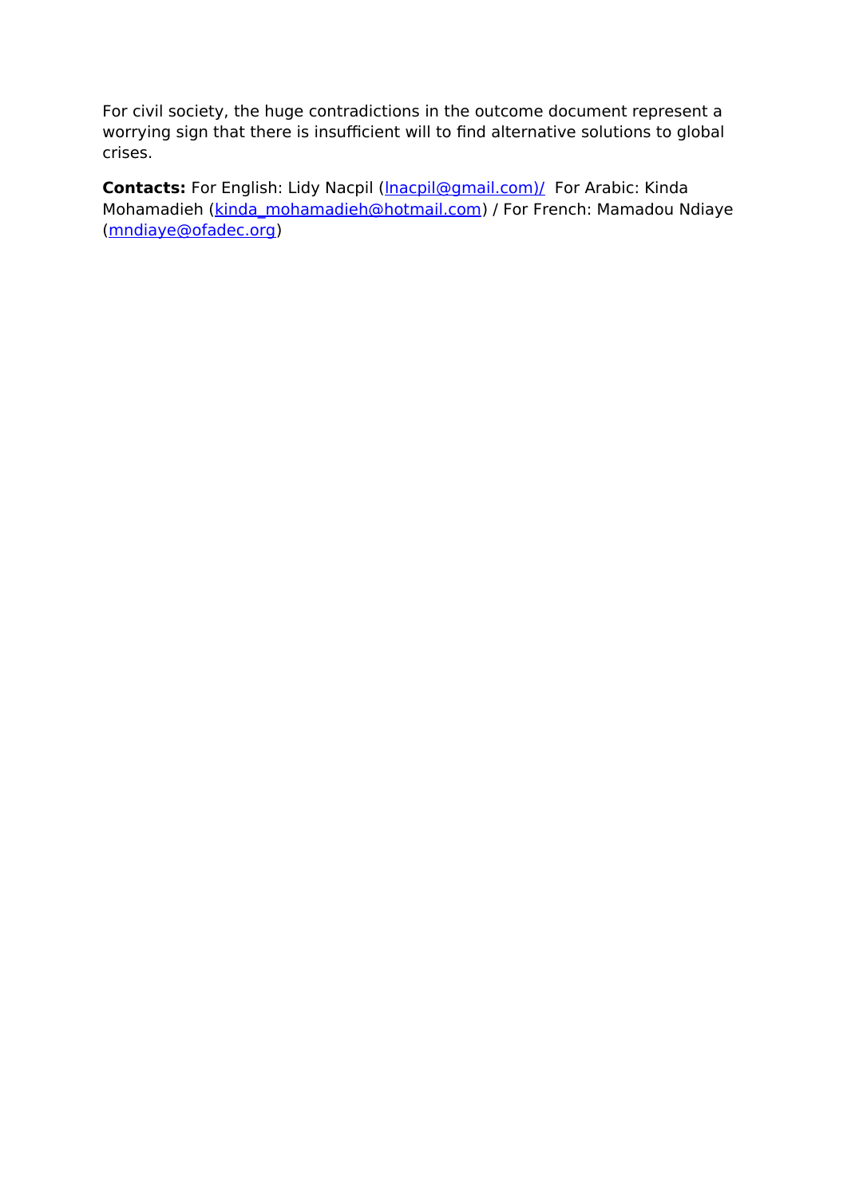For civil society, the huge contradictions in the outcome document represent a worrying sign that there is insufficient will to find alternative solutions to global crises.

**Contacts:** For English: Lidy Nacpil (lnacpil@gmail.com)/ For Arabic: Kinda Mohamadieh (kinda_mohamadieh@hotmail.com) / For French: Mamadou Ndiaye (mndiaye@ofadec.org)